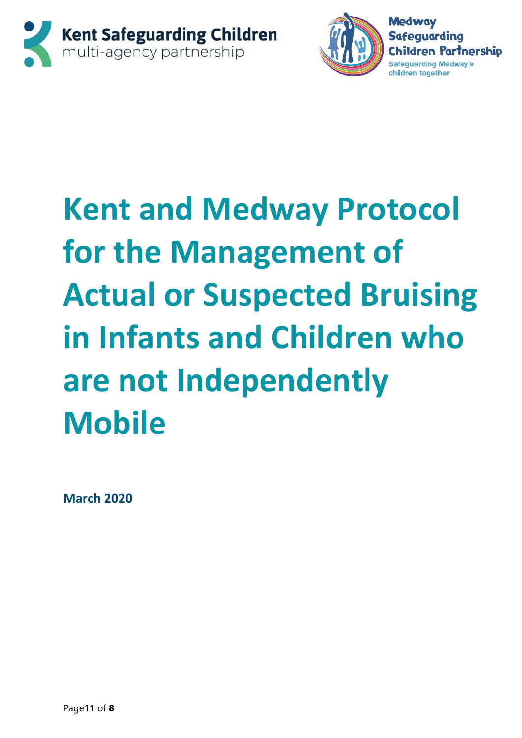Kent Safeguarding Children
multi-agency partnership

Medway Safeguarding Children Partnership
Safeguarding Medway's children together

# Kent and Medway Protocol for the Management of Actual or Suspected Bruising in Infants and Children who are not Independently Mobile

**March 2020**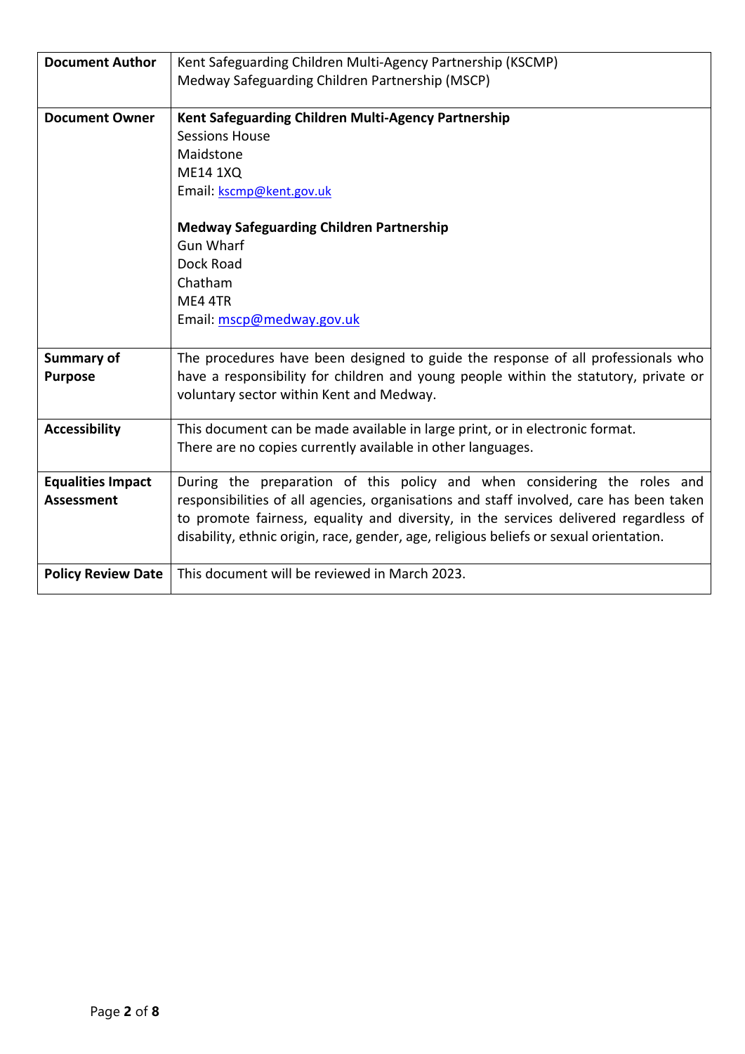| **Document Author** | Kent Safeguarding Children Multi-Agency Partnership (KSCMP)<br>Medway Safeguarding Children Partnership (MSCP) |
|---|---|
| **Document Owner** | **Kent Safeguarding Children Multi-Agency Partnership**<br>Sessions House<br>Maidstone<br>ME14 1XQ<br>Email: kscmp@kent.gov.uk<br><br>**Medway Safeguarding Children Partnership**<br>Gun Wharf<br>Dock Road<br>Chatham<br>ME4 4TR<br>Email: mscp@medway.gov.uk |
| **Summary of Purpose** | The procedures have been designed to guide the response of all professionals who have a responsibility for children and young people within the statutory, private or voluntary sector within Kent and Medway. |
| **Accessibility** | This document can be made available in large print, or in electronic format.<br>There are no copies currently available in other languages. |
| **Equalities Impact Assessment** | During the preparation of this policy and when considering the roles and responsibilities of all agencies, organisations and staff involved, care has been taken to promote fairness, equality and diversity, in the services delivered regardless of disability, ethnic origin, race, gender, age, religious beliefs or sexual orientation. |
| **Policy Review Date** | This document will be reviewed in March 2023. |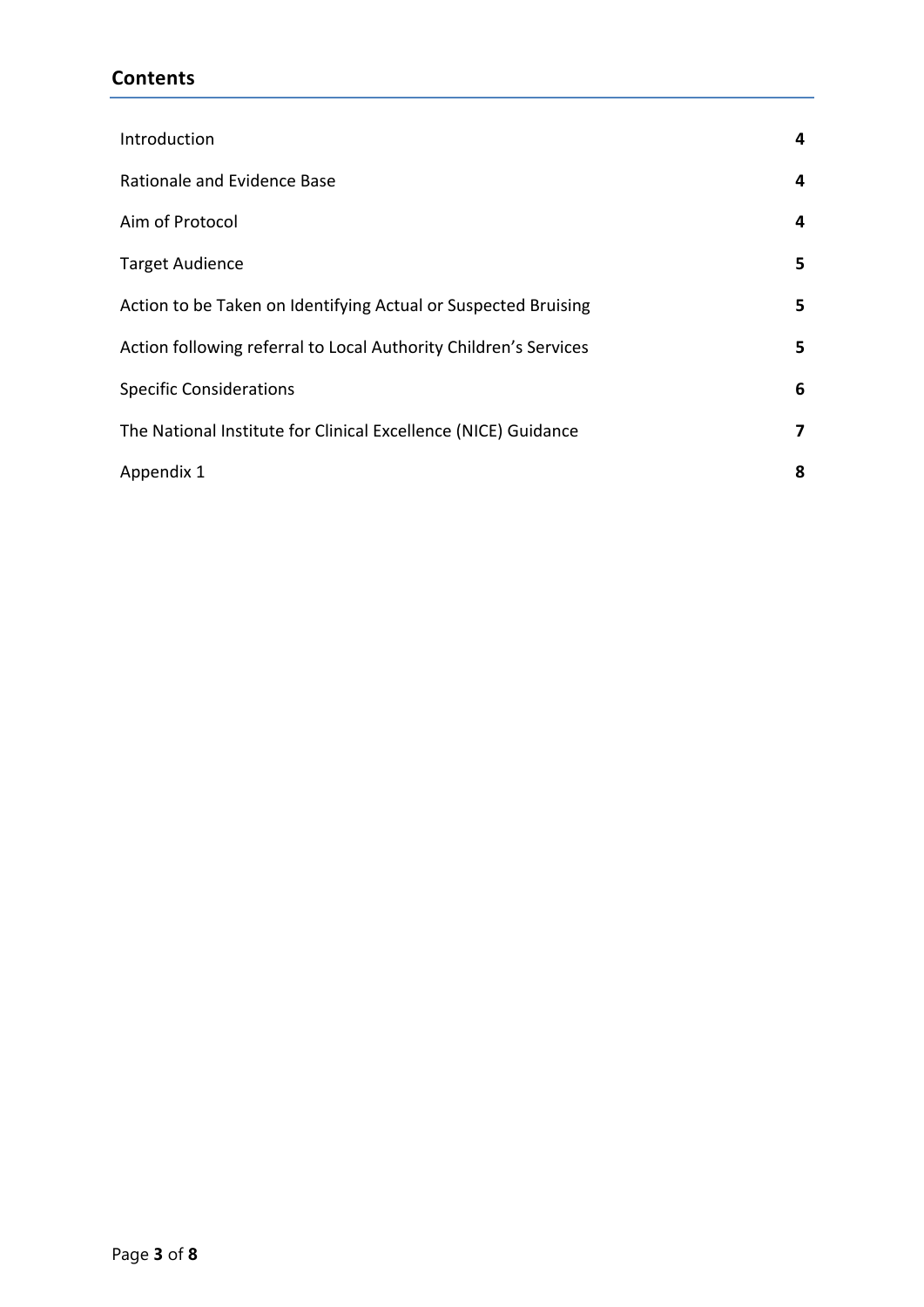## Contents

| | |
|---|---|
| Introduction | 4 |
| Rationale and Evidence Base | 4 |
| Aim of Protocol | 4 |
| Target Audience | 5 |
| Action to be Taken on Identifying Actual or Suspected Bruising | 5 |
| Action following referral to Local Authority Children's Services | 5 |
| Specific Considerations | 6 |
| The National Institute for Clinical Excellence (NICE) Guidance | 7 |
| Appendix 1 | 8 |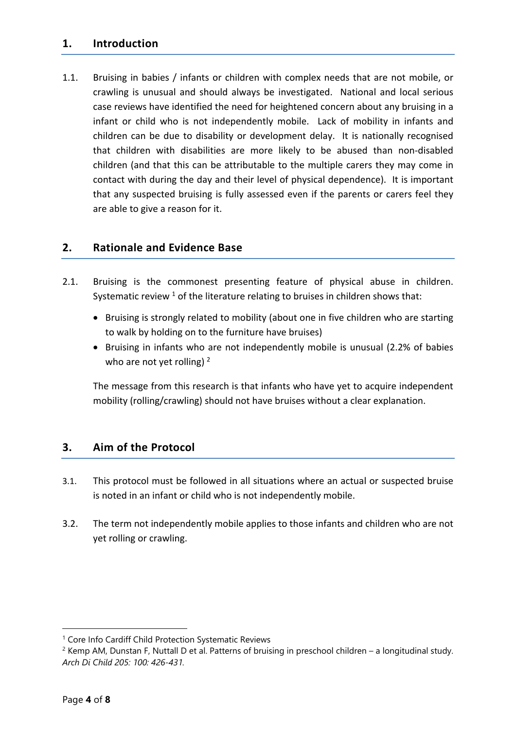## 1. Introduction

1.1. Bruising in babies / infants or children with complex needs that are not mobile, or crawling is unusual and should always be investigated. National and local serious case reviews have identified the need for heightened concern about any bruising in a infant or child who is not independently mobile. Lack of mobility in infants and children can be due to disability or development delay. It is nationally recognised that children with disabilities are more likely to be abused than non-disabled children (and that this can be attributable to the multiple carers they may come in contact with during the day and their level of physical dependence). It is important that any suspected bruising is fully assessed even if the parents or carers feel they are able to give a reason for it.

## 2. Rationale and Evidence Base

2.1. Bruising is the commonest presenting feature of physical abuse in children. Systematic review [1] of the literature relating to bruises in children shows that:

- Bruising is strongly related to mobility (about one in five children who are starting to walk by holding on to the furniture have bruises)
- Bruising in infants who are not independently mobile is unusual (2.2% of babies who are not yet rolling) [2]

The message from this research is that infants who have yet to acquire independent mobility (rolling/crawling) should not have bruises without a clear explanation.

## 3. Aim of the Protocol

3.1. This protocol must be followed in all situations where an actual or suspected bruise is noted in an infant or child who is not independently mobile.

3.2. The term not independently mobile applies to those infants and children who are not yet rolling or crawling.

---

[1] Core Info Cardiff Child Protection Systematic Reviews

[2] Kemp AM, Dunstan F, Nuttall D et al. Patterns of bruising in preschool children – a longitudinal study. *Arch Di Child 205: 100: 426-431.*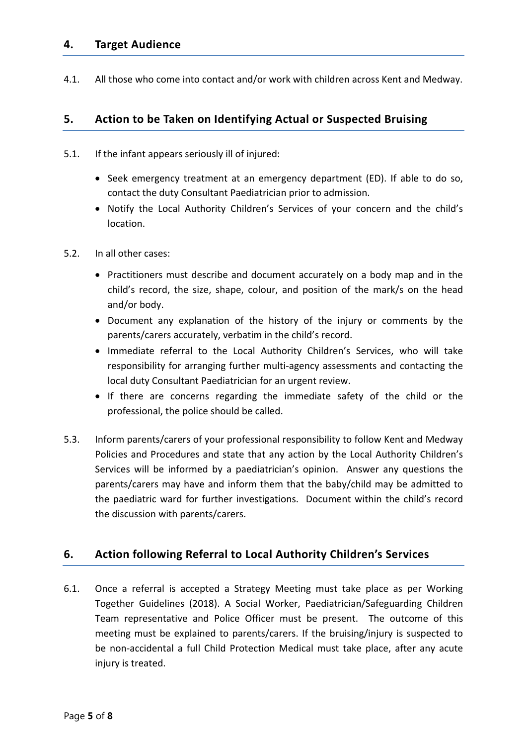## 4. Target Audience

4.1. All those who come into contact and/or work with children across Kent and Medway.

## 5. Action to be Taken on Identifying Actual or Suspected Bruising

5.1. If the infant appears seriously ill of injured:

- Seek emergency treatment at an emergency department (ED). If able to do so, contact the duty Consultant Paediatrician prior to admission.
- Notify the Local Authority Children's Services of your concern and the child's location.

5.2. In all other cases:

- Practitioners must describe and document accurately on a body map and in the child's record, the size, shape, colour, and position of the mark/s on the head and/or body.
- Document any explanation of the history of the injury or comments by the parents/carers accurately, verbatim in the child's record.
- Immediate referral to the Local Authority Children's Services, who will take responsibility for arranging further multi-agency assessments and contacting the local duty Consultant Paediatrician for an urgent review.
- If there are concerns regarding the immediate safety of the child or the professional, the police should be called.

5.3. Inform parents/carers of your professional responsibility to follow Kent and Medway Policies and Procedures and state that any action by the Local Authority Children's Services will be informed by a paediatrician's opinion. Answer any questions the parents/carers may have and inform them that the baby/child may be admitted to the paediatric ward for further investigations. Document within the child's record the discussion with parents/carers.

## 6. Action following Referral to Local Authority Children's Services

6.1. Once a referral is accepted a Strategy Meeting must take place as per Working Together Guidelines (2018). A Social Worker, Paediatrician/Safeguarding Children Team representative and Police Officer must be present. The outcome of this meeting must be explained to parents/carers. If the bruising/injury is suspected to be non-accidental a full Child Protection Medical must take place, after any acute injury is treated.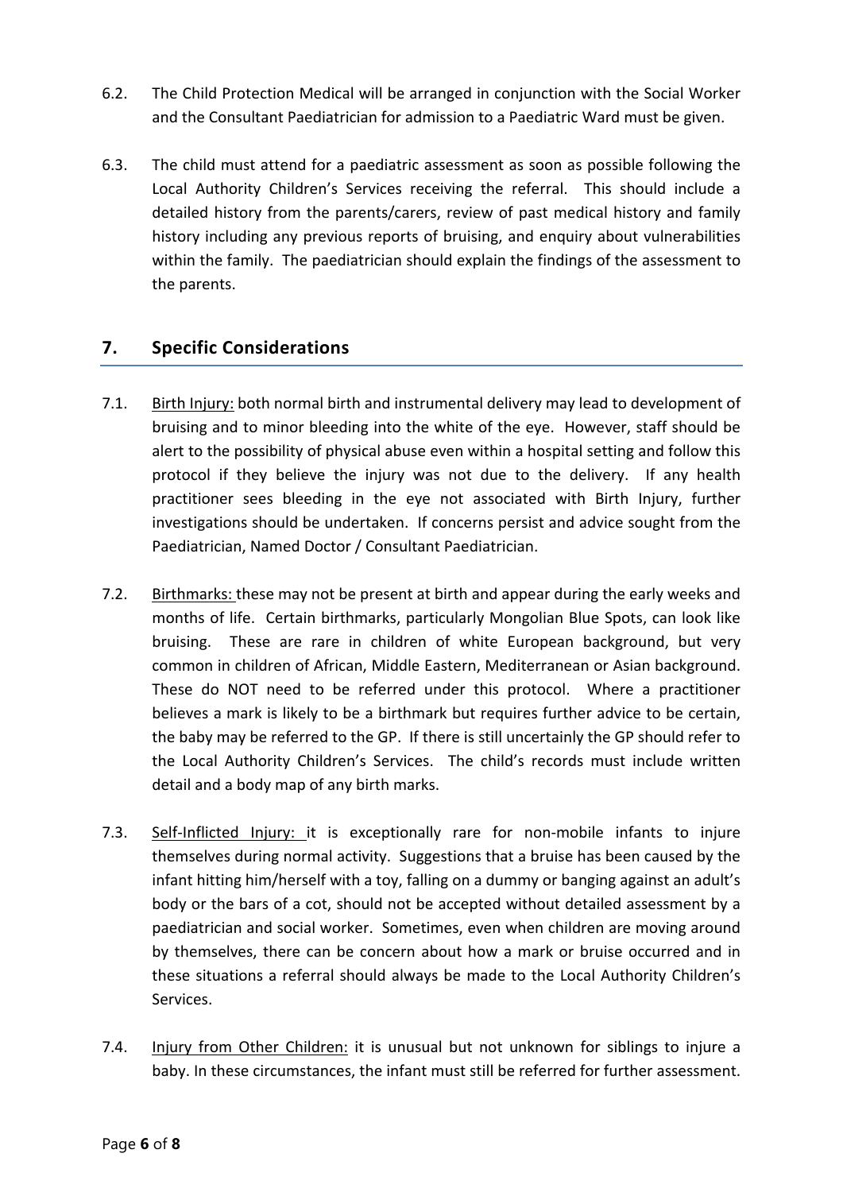6.2. The Child Protection Medical will be arranged in conjunction with the Social Worker and the Consultant Paediatrician for admission to a Paediatric Ward must be given.

6.3. The child must attend for a paediatric assessment as soon as possible following the Local Authority Children's Services receiving the referral. This should include a detailed history from the parents/carers, review of past medical history and family history including any previous reports of bruising, and enquiry about vulnerabilities within the family. The paediatrician should explain the findings of the assessment to the parents.

## 7. Specific Considerations

7.1. Birth Injury: both normal birth and instrumental delivery may lead to development of bruising and to minor bleeding into the white of the eye. However, staff should be alert to the possibility of physical abuse even within a hospital setting and follow this protocol if they believe the injury was not due to the delivery. If any health practitioner sees bleeding in the eye not associated with Birth Injury, further investigations should be undertaken. If concerns persist and advice sought from the Paediatrician, Named Doctor / Consultant Paediatrician.

7.2. Birthmarks: these may not be present at birth and appear during the early weeks and months of life. Certain birthmarks, particularly Mongolian Blue Spots, can look like bruising. These are rare in children of white European background, but very common in children of African, Middle Eastern, Mediterranean or Asian background. These do NOT need to be referred under this protocol. Where a practitioner believes a mark is likely to be a birthmark but requires further advice to be certain, the baby may be referred to the GP. If there is still uncertainly the GP should refer to the Local Authority Children's Services. The child's records must include written detail and a body map of any birth marks.

7.3. Self-Inflicted Injury: it is exceptionally rare for non-mobile infants to injure themselves during normal activity. Suggestions that a bruise has been caused by the infant hitting him/herself with a toy, falling on a dummy or banging against an adult's body or the bars of a cot, should not be accepted without detailed assessment by a paediatrician and social worker. Sometimes, even when children are moving around by themselves, there can be concern about how a mark or bruise occurred and in these situations a referral should always be made to the Local Authority Children's Services.

7.4. Injury from Other Children: it is unusual but not unknown for siblings to injure a baby. In these circumstances, the infant must still be referred for further assessment.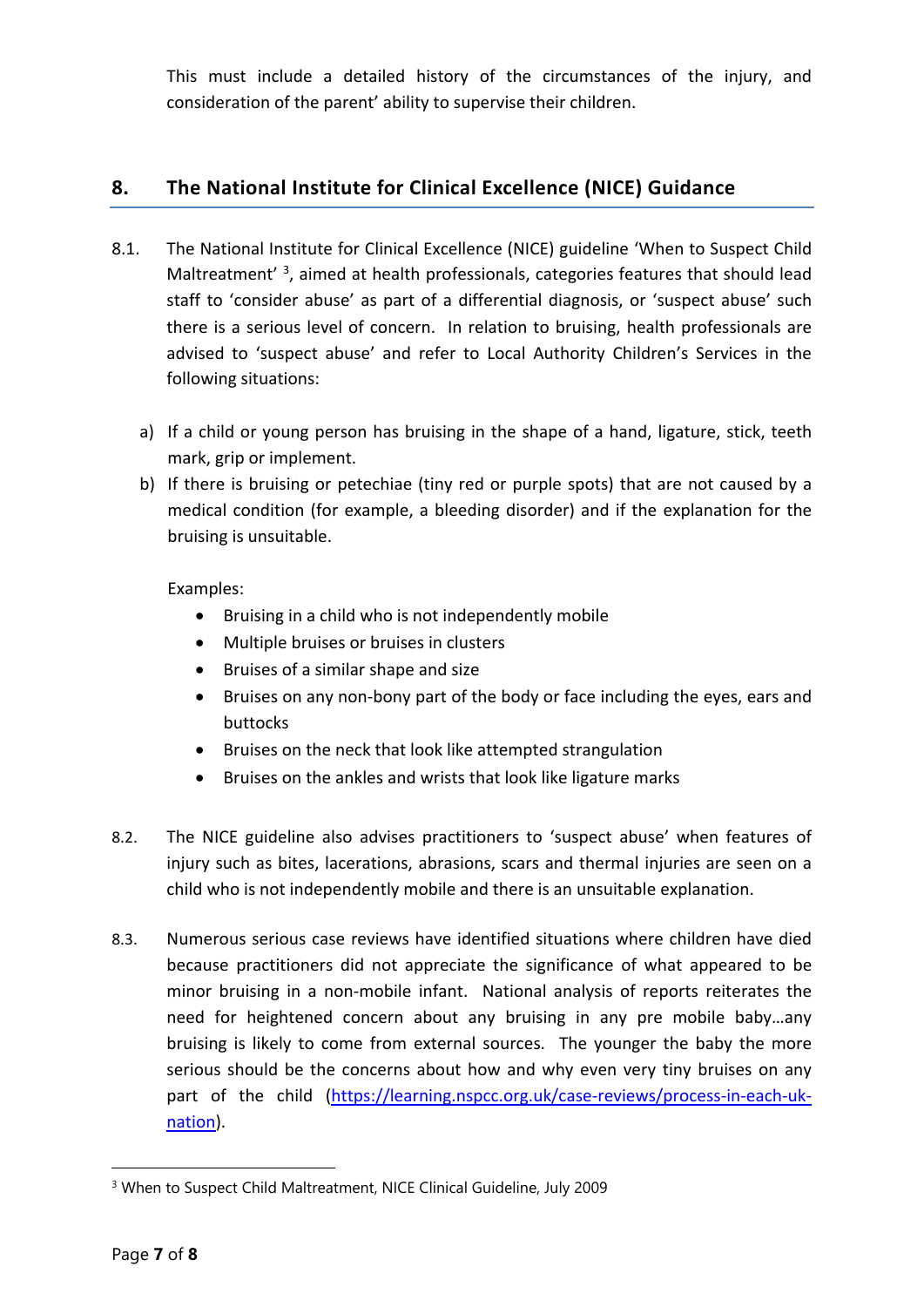This must include a detailed history of the circumstances of the injury, and consideration of the parent' ability to supervise their children.

## 8. The National Institute for Clinical Excellence (NICE) Guidance

8.1. The National Institute for Clinical Excellence (NICE) guideline 'When to Suspect Child Maltreatment' [3], aimed at health professionals, categories features that should lead staff to 'consider abuse' as part of a differential diagnosis, or 'suspect abuse' such there is a serious level of concern. In relation to bruising, health professionals are advised to 'suspect abuse' and refer to Local Authority Children's Services in the following situations:

a) If a child or young person has bruising in the shape of a hand, ligature, stick, teeth mark, grip or implement.

b) If there is bruising or petechiae (tiny red or purple spots) that are not caused by a medical condition (for example, a bleeding disorder) and if the explanation for the bruising is unsuitable.

Examples:

- Bruising in a child who is not independently mobile
- Multiple bruises or bruises in clusters
- Bruises of a similar shape and size
- Bruises on any non-bony part of the body or face including the eyes, ears and buttocks
- Bruises on the neck that look like attempted strangulation
- Bruises on the ankles and wrists that look like ligature marks

8.2. The NICE guideline also advises practitioners to 'suspect abuse' when features of injury such as bites, lacerations, abrasions, scars and thermal injuries are seen on a child who is not independently mobile and there is an unsuitable explanation.

8.3. Numerous serious case reviews have identified situations where children have died because practitioners did not appreciate the significance of what appeared to be minor bruising in a non-mobile infant. National analysis of reports reiterates the need for heightened concern about any bruising in any pre mobile baby…any bruising is likely to come from external sources. The younger the baby the more serious should be the concerns about how and why even very tiny bruises on any part of the child ([https://learning.nspcc.org.uk/case-reviews/process-in-each-uk-nation](https://learning.nspcc.org.uk/case-reviews/process-in-each-uk-nation)).

---

[3] When to Suspect Child Maltreatment, NICE Clinical Guideline, July 2009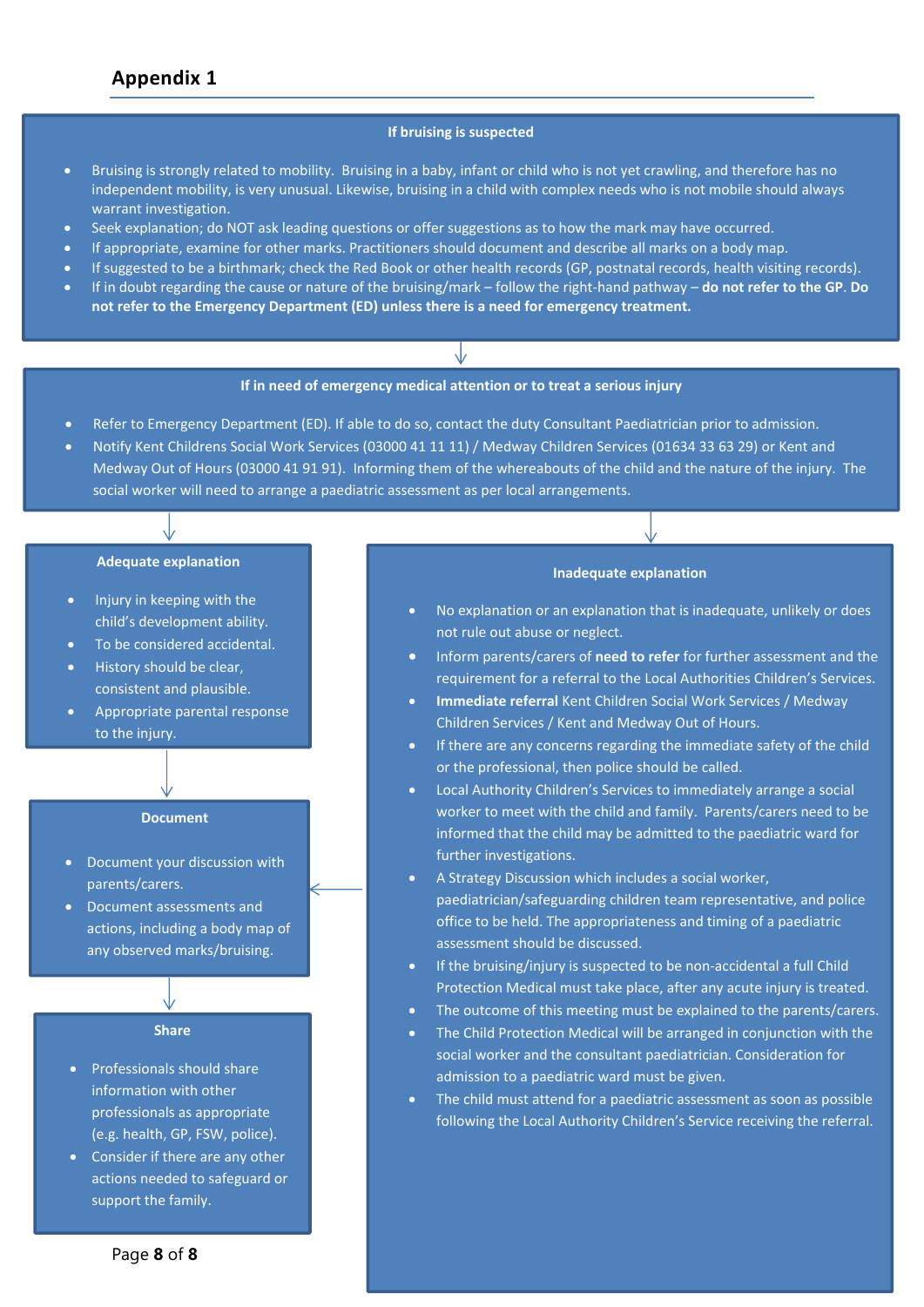## Appendix 1

### If bruising is suspected

- Bruising is strongly related to mobility. Bruising in a baby, infant or child who is not yet crawling, and therefore has no independent mobility, is very unusual. Likewise, bruising in a child with complex needs who is not mobile should always warrant investigation.
- Seek explanation; do NOT ask leading questions or offer suggestions as to how the mark may have occurred.
- If appropriate, examine for other marks. Practitioners should document and describe all marks on a body map.
- If suggested to be a birthmark; check the Red Book or other health records (GP, postnatal records, health visiting records).
- If in doubt regarding the cause or nature of the bruising/mark – follow the right-hand pathway – **do not refer to the GP. Do not refer to the Emergency Department (ED) unless there is a need for emergency treatment.**

### If in need of emergency medical attention or to treat a serious injury

- Refer to Emergency Department (ED). If able to do so, contact the duty Consultant Paediatrician prior to admission.
- Notify Kent Childrens Social Work Services (03000 41 11 11) / Medway Children Services (01634 33 63 29) or Kent and Medway Out of Hours (03000 41 91 91). Informing them of the whereabouts of the child and the nature of the injury. The social worker will need to arrange a paediatric assessment as per local arrangements.

### Adequate explanation

- Injury in keeping with the child's development ability.
- To be considered accidental.
- History should be clear, consistent and plausible.
- Appropriate parental response to the injury.

### Document

- Document your discussion with parents/carers.
- Document assessments and actions, including a body map of any observed marks/bruising.

### Share

- Professionals should share information with other professionals as appropriate (e.g. health, GP, FSW, police).
- Consider if there are any other actions needed to safeguard or support the family.

### Inadequate explanation

- No explanation or an explanation that is inadequate, unlikely or does not rule out abuse or neglect.
- Inform parents/carers of **need to refer** for further assessment and the requirement for a referral to the Local Authorities Children's Services.
- **Immediate referral** Kent Children Social Work Services / Medway Children Services / Kent and Medway Out of Hours.
- If there are any concerns regarding the immediate safety of the child or the professional, then police should be called.
- Local Authority Children's Services to immediately arrange a social worker to meet with the child and family. Parents/carers need to be informed that the child may be admitted to the paediatric ward for further investigations.
- A Strategy Discussion which includes a social worker, paediatrician/safeguarding children team representative, and police office to be held. The appropriateness and timing of a paediatric assessment should be discussed.
- If the bruising/injury is suspected to be non-accidental a full Child Protection Medical must take place, after any acute injury is treated.
- The outcome of this meeting must be explained to the parents/carers.
- The Child Protection Medical will be arranged in conjunction with the social worker and the consultant paediatrician. Consideration for admission to a paediatric ward must be given.
- The child must attend for a paediatric assessment as soon as possible following the Local Authority Children's Service receiving the referral.